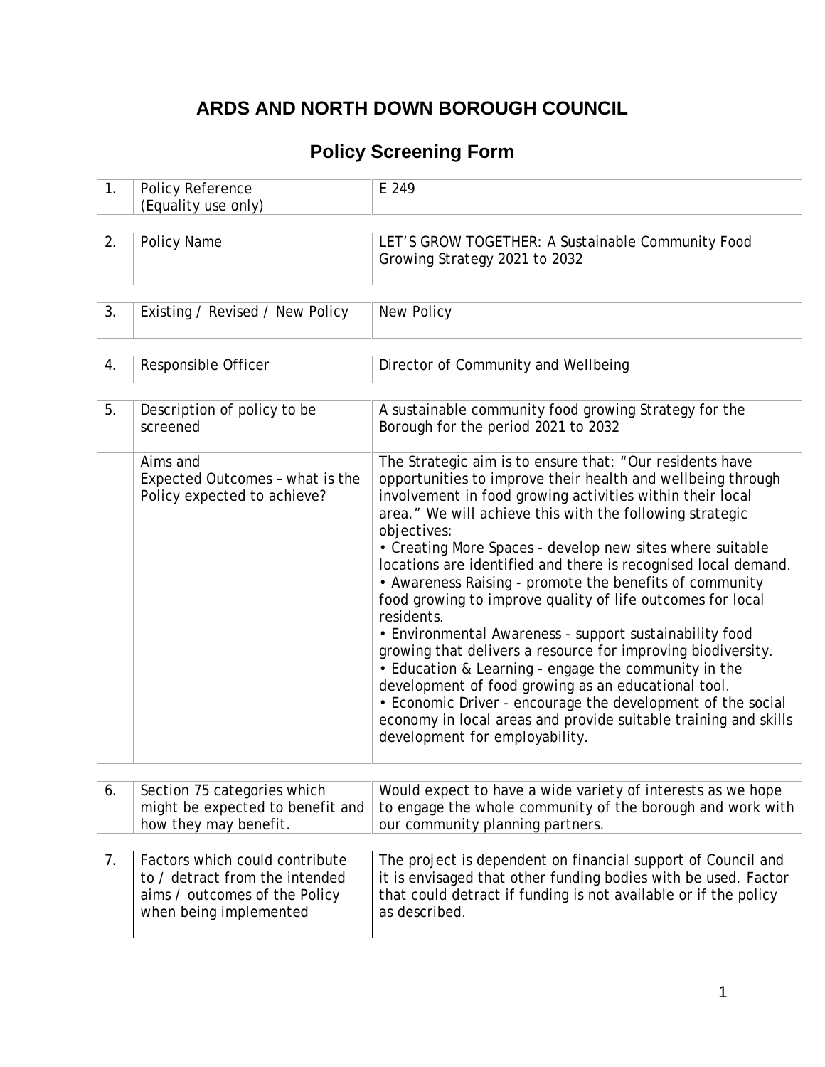# ARDS AND NORTH DOWN BOROUGH COUNCIL

## Policy Screening Form

| | | |
|---|---|---|
| 1. | Policy Reference (Equality use only) | E 249 |
| 2. | Policy Name | LET'S GROW TOGETHER: A Sustainable Community Food Growing Strategy 2021 to 2032 |
| 3. | Existing / Revised / New Policy | New Policy |
| 4. | Responsible Officer | Director of Community and Wellbeing |
| 5. | Description of policy to be screened | A sustainable community food growing Strategy for the Borough for the period 2021 to 2032 |
| | Aims and Expected Outcomes – what is the Policy expected to achieve? | The Strategic aim is to ensure that: "Our residents have opportunities to improve their health and wellbeing through involvement in food growing activities within their local area." We will achieve this with the following strategic objectives:<br>• Creating More Spaces - develop new sites where suitable locations are identified and there is recognised local demand.<br>• Awareness Raising - promote the benefits of community food growing to improve quality of life outcomes for local residents.<br>• Environmental Awareness - support sustainability food growing that delivers a resource for improving biodiversity.<br>• Education & Learning - engage the community in the development of food growing as an educational tool.<br>• Economic Driver - encourage the development of the social economy in local areas and provide suitable training and skills development for employability. |
| 6. | Section 75 categories which might be expected to benefit and how they may benefit. | Would expect to have a wide variety of interests as we hope to engage the whole community of the borough and work with our community planning partners. |
| 7. | Factors which could contribute to / detract from the intended aims / outcomes of the Policy when being implemented | The project is dependent on financial support of Council and it is envisaged that other funding bodies with be used. Factor that could detract if funding is not available or if the policy as described. |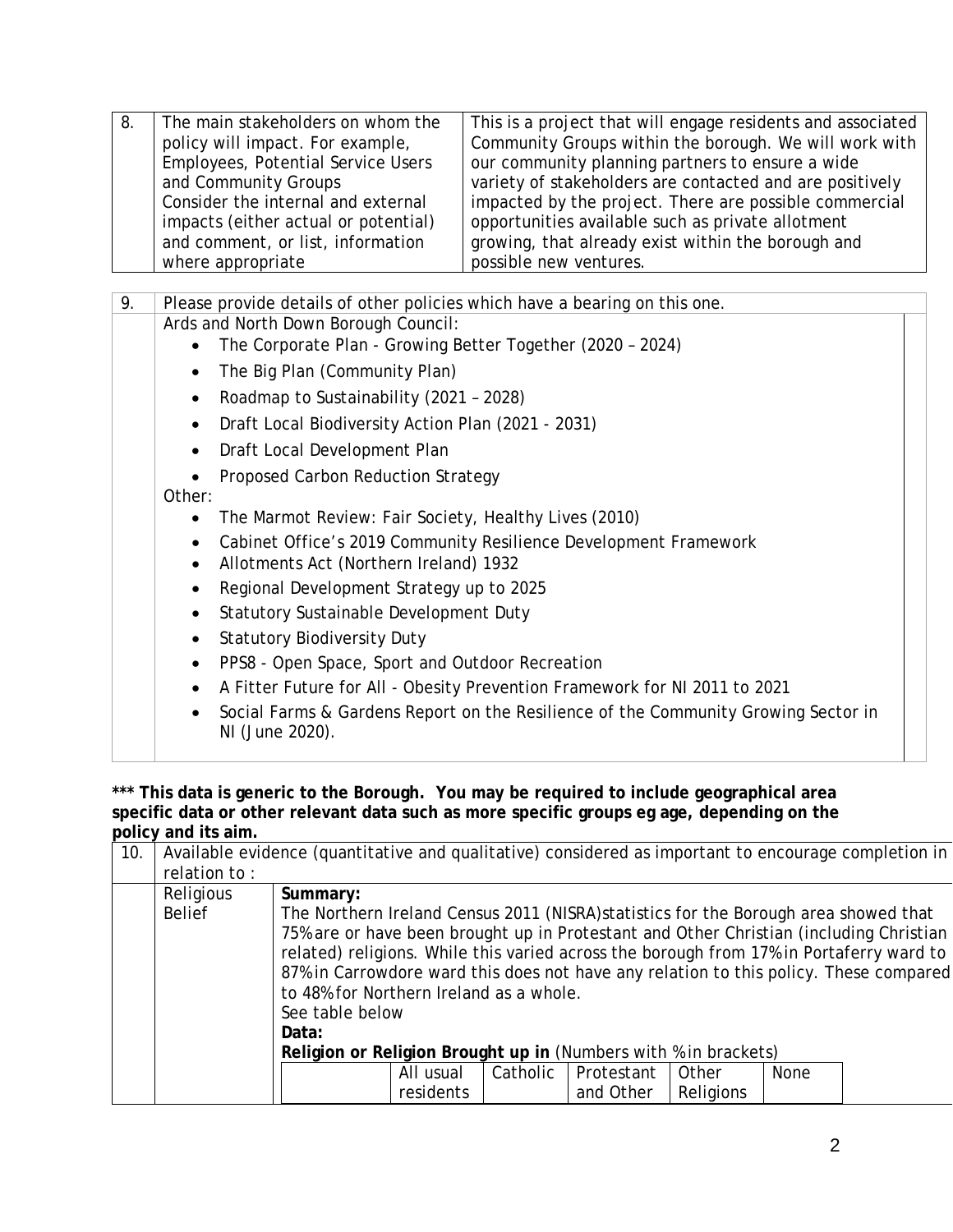| 8. | The main stakeholders on whom the policy will impact. For example, Employees, Potential Service Users and Community Groups<br>Consider the internal and external impacts (either actual or potential) and comment, or list, information where appropriate | This is a project that will engage residents and associated Community Groups within the borough. We will work with our community planning partners to ensure a wide variety of stakeholders are contacted and are positively impacted by the project. There are possible commercial opportunities available such as private allotment growing, that already exist within the borough and possible new ventures. |
|---|---|---|

| 9. | Please provide details of other policies which have a bearing on this one. |
|---|---|
| | Ards and North Down Borough Council:<br>• The Corporate Plan - Growing Better Together (2020 – 2024)<br>• The Big Plan (Community Plan)<br>• Roadmap to Sustainability (2021 – 2028)<br>• Draft Local Biodiversity Action Plan (2021 - 2031)<br>• Draft Local Development Plan<br>• Proposed Carbon Reduction Strategy<br>Other:<br>• The Marmot Review: Fair Society, Healthy Lives (2010)<br>• Cabinet Office's 2019 Community Resilience Development Framework<br>• Allotments Act (Northern Ireland) 1932<br>• Regional Development Strategy up to 2025<br>• Statutory Sustainable Development Duty<br>• Statutory Biodiversity Duty<br>• PPS8 - Open Space, Sport and Outdoor Recreation<br>• A Fitter Future for All - Obesity Prevention Framework for NI 2011 to 2021<br>• Social Farms & Gardens Report on the Resilience of the Community Growing Sector in NI (June 2020). |

**\*\*\* This data is generic to the Borough. You may be required to include geographical area specific data or other relevant data such as more specific groups eg age, depending on the policy and its aim.**

| 10. | Available evidence (quantitative and qualitative) considered as important to encourage completion in relation to : | |
|---|---|---|
| | Religious Belief | **Summary:**<br>The Northern Ireland Census 2011 (NISRA)statistics for the Borough area showed that 75% are or have been brought up in Protestant and Other Christian (including Christian related) religions. While this varied across the borough from 17% in Portaferry ward to 87% in Carrowdore ward this does not have any relation to this policy. These compared to 48% for Northern Ireland as a whole.<br>See table below<br>**Data:**<br>**Religion or Religion Brought up in** (Numbers with % in brackets) |

| | All usual residents | Catholic | Protestant and Other | Other Religions | None |
|---|---|---|---|---|---|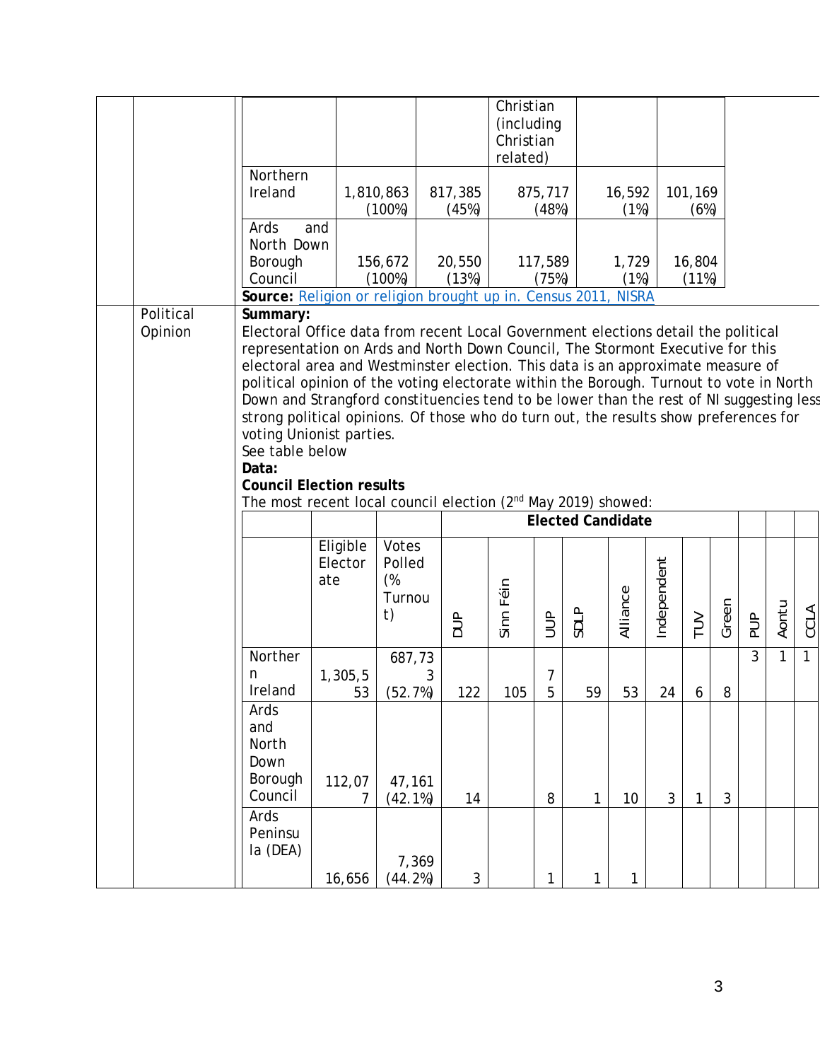| | | | Christian (including Christian related) | | |
|---|---|---|---|---|---|
| Northern Ireland | 1,810,863 (100%) | 817,385 (45%) | 875,717 (48%) | 16,592 (1%) | 101,169 (6%) |
| Ards and North Down Borough Council | 156,672 (100%) | 20,550 (13%) | 117,589 (75%) | 1,729 (1%) | 16,804 (11%) |

**Source:** Religion or religion brought up in. Census 2011, NISRA

Political Opinion

**Summary:**

Electoral Office data from recent Local Government elections detail the political representation on Ards and North Down Council, The Stormont Executive for this electoral area and Westminster election. This data is an approximate measure of political opinion of the voting electorate within the Borough. Turnout to vote in North Down and Strangford constituencies tend to be lower than the rest of NI suggesting less strong political opinions. Of those who do turn out, the results show preferences for voting Unionist parties.

See table below

**Data:**

**Council Election results**

The most recent local council election (2nd May 2019) showed:

| | | | Elected Candidate | | | | | | | | | | | |
|---|---|---|---|---|---|---|---|---|---|---|---|---|---|---|
| | Eligible Electorate | Votes Polled (% Turnout) | DUP | Sinn Féin | UUP | SDLP | Alliance | Independent | TUV | Green | PUP | Aontu | CCLA |
| Northern Ireland | 1,305,553 | 687,733 (52.7%) | 122 | 105 | 75 | 59 | 53 | 24 | 6 | 8 | 3 | 1 | 1 |
| Ards and North Down Borough Council | 112,077 | 47,161 (42.1%) | 14 | | 8 | 1 | 10 | 3 | 1 | 3 | | | |
| Ards Peninsula (DEA) | 16,656 | 7,369 (44.2%) | 3 | | 1 | 1 | 1 | | | | | | |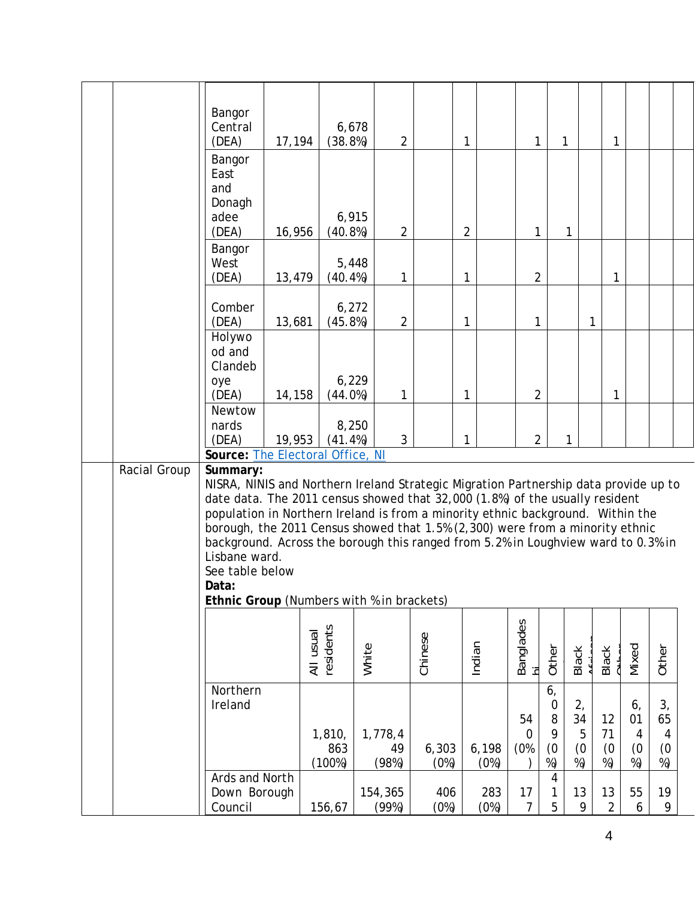| | | | | | | | | | | | | | |
|---|---|---|---|---|---|---|---|---|---|---|---|---|---|
| Bangor Central (DEA) | 17,194 | 6,678 (38.8%) | 2 | | 1 | | 1 | 1 | | 1 | | | |
| Bangor East and Donaghadee (DEA) | 16,956 | 6,915 (40.8%) | 2 | | 2 | | 1 | 1 | | | | | |
| Bangor West (DEA) | 13,479 | 5,448 (40.4%) | 1 | | 1 | | 2 | | | 1 | | | |
| Comber (DEA) | 13,681 | 6,272 (45.8%) | 2 | | 1 | | 1 | | 1 | | | | |
| Holywood and Clandeboye (DEA) | 14,158 | 6,229 (44.0%) | 1 | | 1 | | 2 | | | 1 | | | |
| Newtownards (DEA) | 19,953 | 8,250 (41.4%) | 3 | | 1 | | 2 | 1 | | | | | |

**Source:** The Electoral Office, NI

Racial Group

**Summary:**
NISRA, NINIS and Northern Ireland Strategic Migration Partnership data provide up to date data. The 2011 census showed that 32,000 (1.8%) of the usually resident population in Northern Ireland is from a minority ethnic background. Within the borough, the 2011 Census showed that 1.5% (2,300) were from a minority ethnic background. Across the borough this ranged from 5.2% in Loughview ward to 0.3% in Lisbane ward.
See table below

**Data:**

**Ethnic Group** (Numbers with % in brackets)

| | All usual residents | White | Chinese | Indian | Bangladeshi | Other | Black African | Black Other | Mixed | Other |
|---|---|---|---|---|---|---|---|---|---|---|
| Northern Ireland | 1,810,863 (100%) | 1,778,449 (98%) | 6,303 (0%) | 6,198 (0%) | 540 (0%) | 6,089 (0%) | 2,345 (0%) | 1271 (0%) | 6,014 (0%) | 3,654 (0%) |
| Ards and North Down Borough Council | 156,67 | 154,365 (99%) | 406 (0%) | 283 (0%) | 177 | 415 | 139 | 132 | 556 | 199 |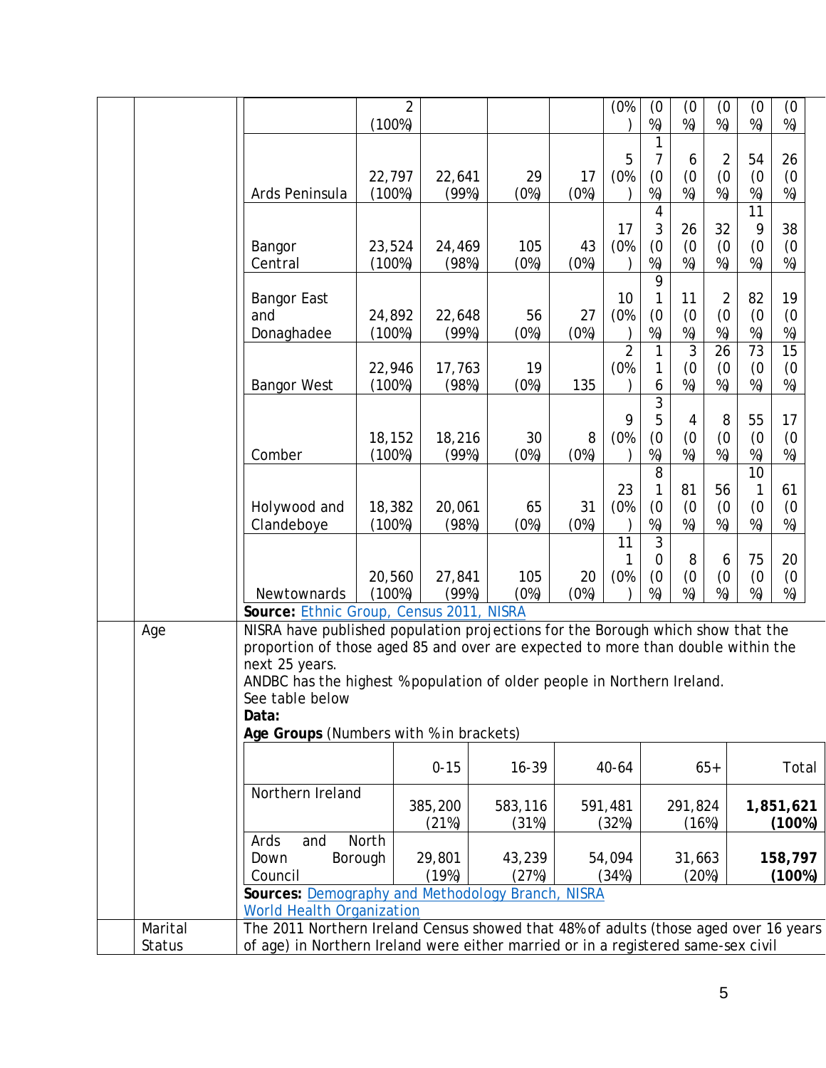| | 2 (100%) | | | | (0%) | (0%) | (0%) | (0%) | (0%) | (0%) |
|---|---|---|---|---|---|---|---|---|---|---|
| Ards Peninsula | 22,797 (100%) | 22,641 (99%) | 29 (0%) | 17 (0%) | 5 (0%) | 17 (0%) | 6 (0%) | 2 (0%) | 54 (0%) | 26 (0%) |
| Bangor Central | 23,524 (100%) | 24,469 (98%) | 105 (0%) | 43 (0%) | 17 (0%) | 43 (0%) | 26 (0%) | 32 (0%) | 119 (0%) | 38 (0%) |
| Bangor East and Donaghadee | 24,892 (100%) | 22,648 (99%) | 56 (0%) | 27 (0%) | 10 (0%) | 91 (0%) | 11 (0%) | 2 (0%) | 82 (0%) | 19 (0%) |
| Bangor West | 22,946 (100%) | 17,763 (98%) | 19 (0%) | 135 | 2 (0%) | 116 | 3 (0%) | 26 (0%) | 73 (0%) | 15 (0%) |
| Comber | 18,152 (100%) | 18,216 (99%) | 30 (0%) | 8 (0%) | 9 (0%) | 35 (0%) | 4 (0%) | 8 (0%) | 55 (0%) | 17 (0%) |
| Holywood and Clandeboye | 18,382 (100%) | 20,061 (98%) | 65 (0%) | 31 (0%) | 23 (0%) | 81 (0%) | 81 (0%) | 56 (0%) | 101 (0%) | 61 (0%) |
| Newtownards | 20,560 (100%) | 27,841 (99%) | 105 (0%) | 20 (0%) | 111 (0%) | 30 (0%) | 8 (0%) | 6 (0%) | 75 (0%) | 20 (0%) |

**Source:** [Ethnic Group, Census 2011, NISRA]

**Age**

NISRA have published population projections for the Borough which show that the proportion of those aged 85 and over are expected to more than double within the next 25 years.

ANDBC has the highest % population of older people in Northern Ireland.

See table below

**Data:**

**Age Groups** (Numbers with % in brackets)

| | 0-15 | 16-39 | 40-64 | 65+ | Total |
|---|---|---|---|---|---|
| Northern Ireland | 385,200 (21%) | 583,116 (31%) | 591,481 (32%) | 291,824 (16%) | **1,851,621 (100%)** |
| Ards and North Down Borough Council | 29,801 (19%) | 43,239 (27%) | 54,094 (34%) | 31,663 (20%) | **158,797 (100%)** |

**Sources:** [Demography and Methodology Branch, NISRA]
[World Health Organization]

**Marital Status**

The 2011 Northern Ireland Census showed that 48% of adults (those aged over 16 years of age) in Northern Ireland were either married or in a registered same-sex civil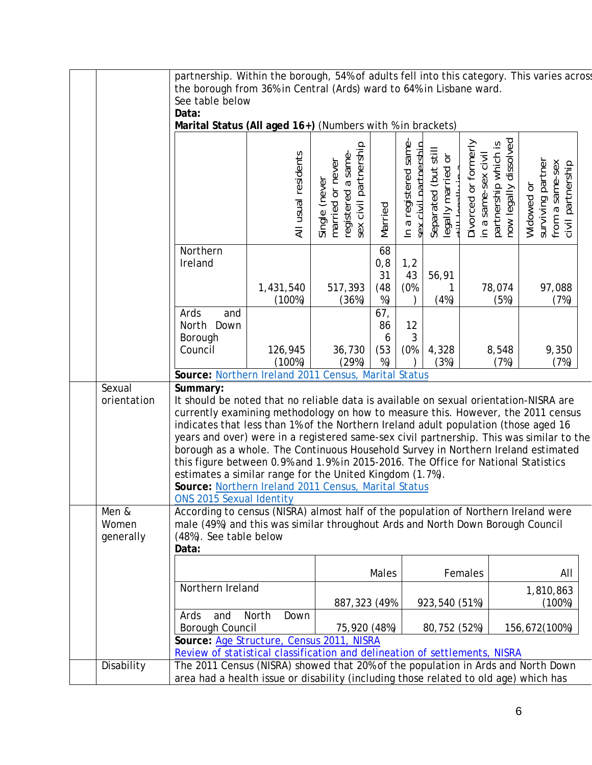partnership. Within the borough, 54% of adults fell into this category. This varies across the borough from 36% in Central (Ards) ward to 64% in Lisbane ward.
See table below

**Data:**

**Marital Status (All aged 16+)** (Numbers with % in brackets)

| | All usual residents | Single (never married or never registered a same-sex civil partnership | Married | In a registered same-sex civil partnership | Separated (but still legally married or still legally in a | Divorced or formerly in a same-sex civil partnership which is now legally dissolved | Widowed or surviving partner from a same-sex civil partnership |
|---|---|---|---|---|---|---|---|
| Northern Ireland | 1,431,540 (100%) | 517,393 (36%) | 680,831 (48%) | 1,243 (0%) | 56,911 (4%) | 78,074 (5%) | 97,088 (7%) |
| Ards and North Down Borough Council | 126,945 (100%) | 36,730 (29%) | 67,866 (53%) | 123 (0%) | 4,328 (3%) | 8,548 (7%) | 9,350 (7%) |

**Source:** Northern Ireland 2011 Census, Marital Status

**Sexual orientation**

**Summary:**
It should be noted that no reliable data is available on sexual orientation-NISRA are currently examining methodology on how to measure this. However, the 2011 census indicates that less than 1% of the Northern Ireland adult population (those aged 16 years and over) were in a registered same-sex civil partnership. This was similar to the borough as a whole. The Continuous Household Survey in Northern Ireland estimated this figure between 0.9% and 1.9% in 2015-2016. The Office for National Statistics estimates a similar range for the United Kingdom (1.7%).
**Source:** Northern Ireland 2011 Census, Marital Status
ONS 2015 Sexual Identity

**Men & Women generally**

According to census (NISRA) almost half of the population of Northern Ireland were male (49%) and this was similar throughout Ards and North Down Borough Council (48%). See table below

**Data:**

| | Males | Females | All |
|---|---|---|---|
| Northern Ireland | 887,323 (49% | 923,540 (51%) | 1,810,863 (100%) |
| Ards and North Down Borough Council | 75,920 (48%) | 80,752 (52%) | 156,672(100%) |

**Source:** Age Structure, Census 2011, NISRA
Review of statistical classification and delineation of settlements, NISRA

**Disability**

The 2011 Census (NISRA) showed that 20% of the population in Ards and North Down area had a health issue or disability (including those related to old age) which has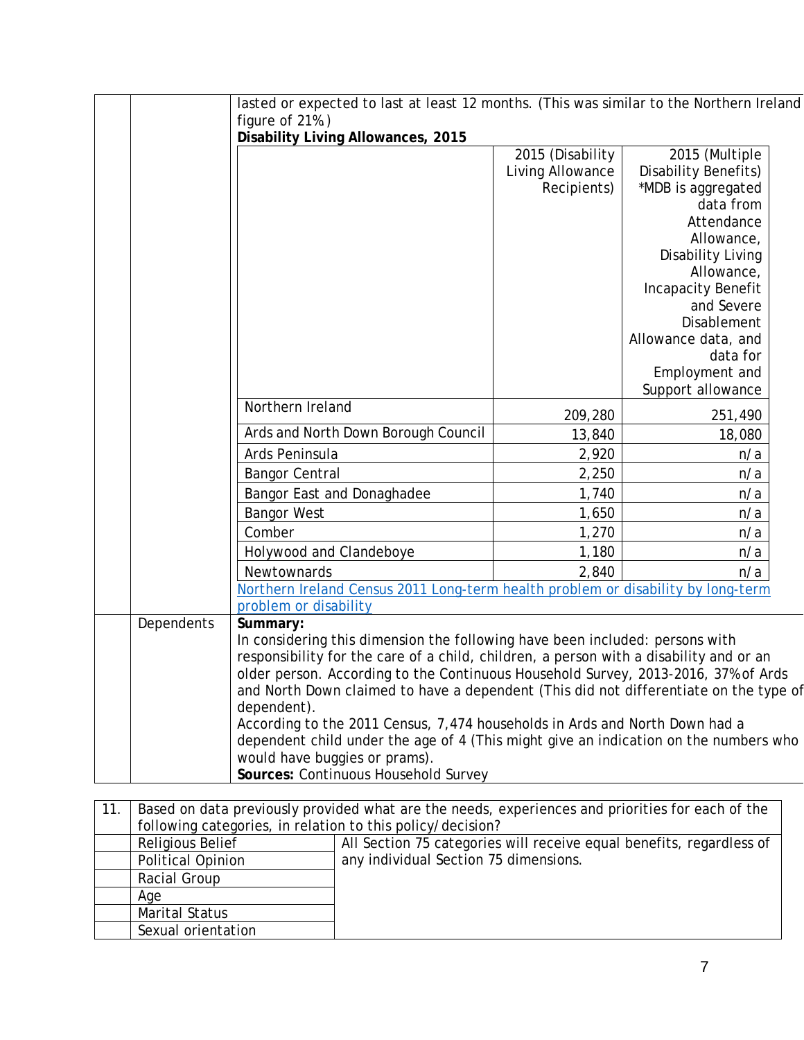lasted or expected to last at least 12 months. (This was similar to the Northern Ireland figure of 21%)

**Disability Living Allowances, 2015**

| | 2015 (Disability Living Allowance Recipients) | 2015 (Multiple Disability Benefits) *MDB is aggregated data from Attendance Allowance, Disability Living Allowance, Incapacity Benefit and Severe Disablement Allowance data, and data for Employment and Support allowance |
|---|---|---|
| Northern Ireland | 209,280 | 251,490 |
| Ards and North Down Borough Council | 13,840 | 18,080 |
| Ards Peninsula | 2,920 | n/a |
| Bangor Central | 2,250 | n/a |
| Bangor East and Donaghadee | 1,740 | n/a |
| Bangor West | 1,650 | n/a |
| Comber | 1,270 | n/a |
| Holywood and Clandeboye | 1,180 | n/a |
| Newtownards | 2,840 | n/a |

[Northern Ireland Census 2011 Long-term health problem or disability by long-term problem or disability]()

**Dependents**

**Summary:**
In considering this dimension the following have been included: persons with responsibility for the care of a child, children, a person with a disability and or an older person. According to the Continuous Household Survey, 2013-2016, 37% of Ards and North Down claimed to have a dependent (This did not differentiate on the type of dependent).
According to the 2011 Census, 7,474 households in Ards and North Down had a dependent child under the age of 4 (This might give an indication on the numbers who would have buggies or prams).
**Sources:** Continuous Household Survey

| 11. | Based on data previously provided what are the needs, experiences and priorities for each of the following categories, in relation to this policy/decision? | |
|---|---|---|
| | Religious Belief | All Section 75 categories will receive equal benefits, regardless of any individual Section 75 dimensions. |
| | Political Opinion | |
| | Racial Group | |
| | Age | |
| | Marital Status | |
| | Sexual orientation | |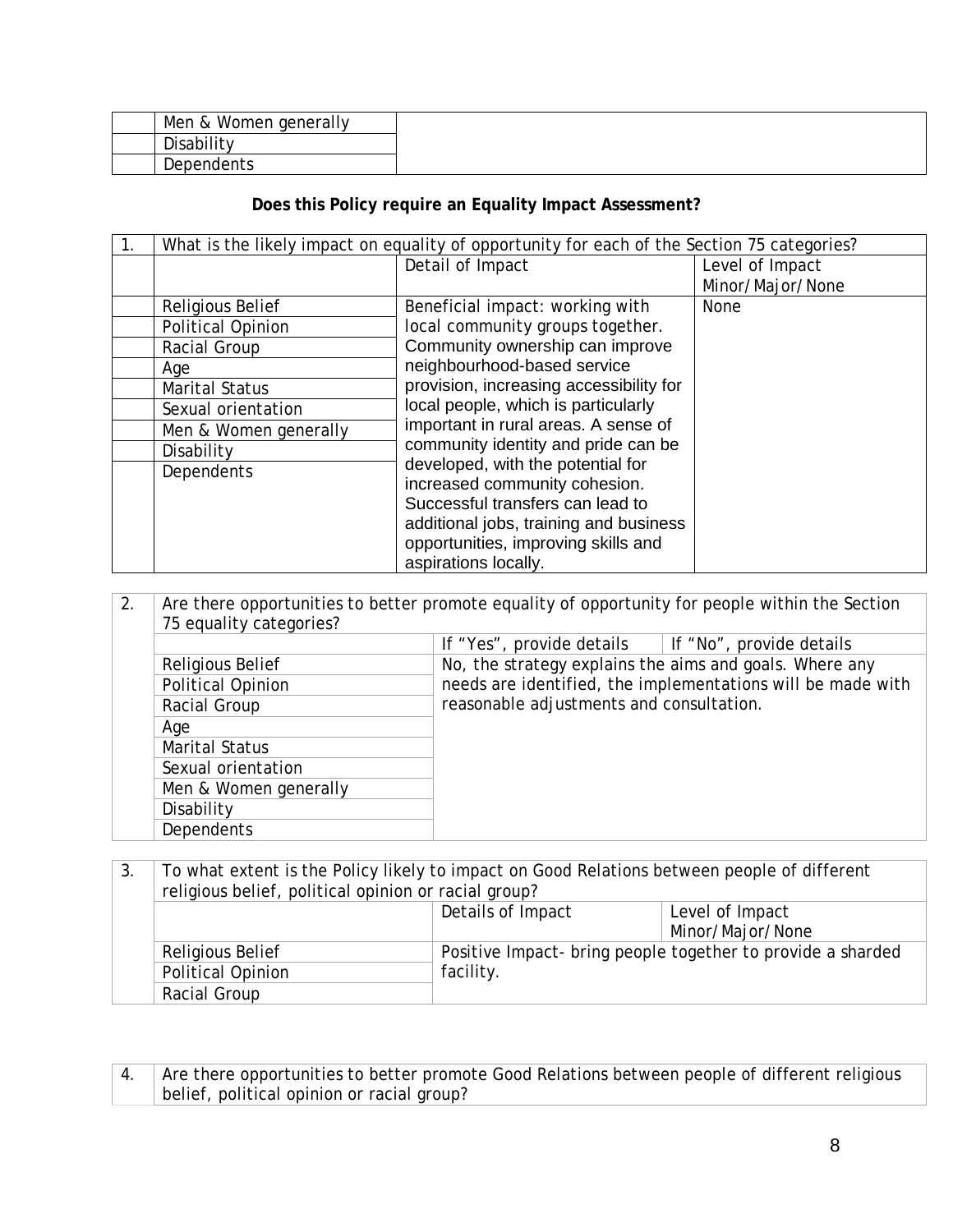| | | |
|---|---|---|
| | Men & Women generally | |
| | Disability | |
| | Dependents | |

**Does this Policy require an Equality Impact Assessment?**

| 1. | What is the likely impact on equality of opportunity for each of the Section 75 categories? | | |
|---|---|---|---|
| | | Detail of Impact | Level of Impact Minor/Major/None |
| | Religious Belief<br>Political Opinion<br>Racial Group<br>Age<br>Marital Status<br>Sexual orientation<br>Men & Women generally<br>Disability<br>Dependents | Beneficial impact: working with local community groups together. Community ownership can improve neighbourhood-based service provision, increasing accessibility for local people, which is particularly important in rural areas. A sense of community identity and pride can be developed, with the potential for increased community cohesion. Successful transfers can lead to additional jobs, training and business opportunities, improving skills and aspirations locally. | None |

| 2. | Are there opportunities to better promote equality of opportunity for people within the Section 75 equality categories? | | |
|---|---|---|---|
| | | If "Yes", provide details | If "No", provide details |
| | Religious Belief<br>Political Opinion<br>Racial Group<br>Age<br>Marital Status<br>Sexual orientation<br>Men & Women generally<br>Disability<br>Dependents | No, the strategy explains the aims and goals. Where any needs are identified, the implementations will be made with reasonable adjustments and consultation. | |

| 3. | To what extent is the Policy likely to impact on Good Relations between people of different religious belief, political opinion or racial group? | | |
|---|---|---|---|
| | | Details of Impact | Level of Impact Minor/Major/None |
| | Religious Belief<br>Political Opinion<br>Racial Group | Positive Impact- bring people together to provide a sharded facility. | |

| 4. | Are there opportunities to better promote Good Relations between people of different religious belief, political opinion or racial group? |
|---|---|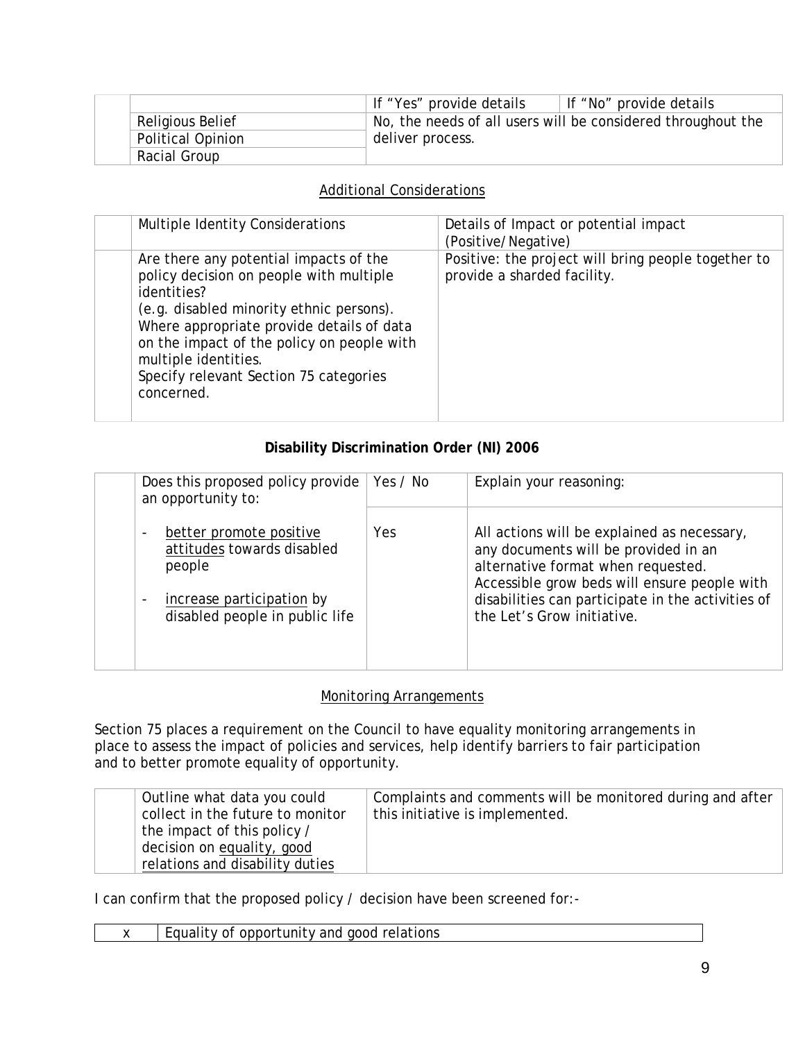| | If "Yes" provide details | If "No" provide details |
|---|---|---|
| Religious Belief | No, the needs of all users will be considered throughout the deliver process. | |
| Political Opinion | | |
| Racial Group | | |

## Additional Considerations

| Multiple Identity Considerations | Details of Impact or potential impact (Positive/Negative) |
|---|---|
| Are there any potential impacts of the policy decision on people with multiple identities?<br>(e.g. disabled minority ethnic persons).<br>Where appropriate provide details of data on the impact of the policy on people with multiple identities.<br>Specify relevant Section 75 categories concerned. | Positive: the project will bring people together to provide a sharded facility. |

## Disability Discrimination Order (NI) 2006

| Does this proposed policy provide an opportunity to: | Yes / No | Explain your reasoning: |
|---|---|---|
| - better promote positive attitudes towards disabled people<br>- increase participation by disabled people in public life | Yes | All actions will be explained as necessary, any documents will be provided in an alternative format when requested. Accessible grow beds will ensure people with disabilities can participate in the activities of the Let's Grow initiative. |

## Monitoring Arrangements

Section 75 places a requirement on the Council to have equality monitoring arrangements in place to assess the impact of policies and services, help identify barriers to fair participation and to better promote equality of opportunity.

| Outline what data you could collect in the future to monitor the impact of this policy / decision on equality, good relations and disability duties | Complaints and comments will be monitored during and after this initiative is implemented. |
|---|---|

I can confirm that the proposed policy / decision have been screened for:-

| x | Equality of opportunity and good relations |
|---|---|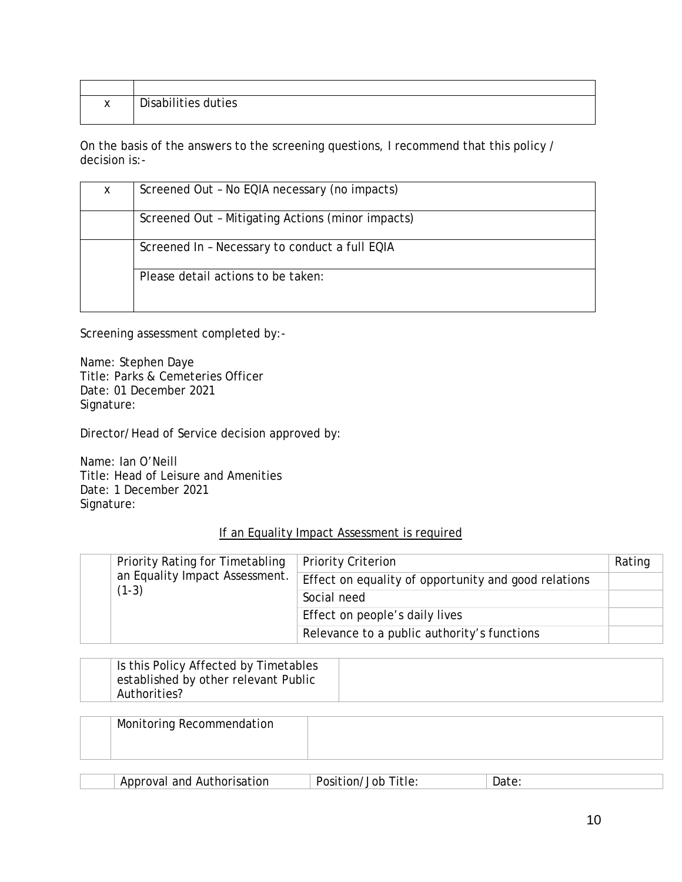| | |
|---|---|
| | |
| x | Disabilities duties |

On the basis of the answers to the screening questions, I recommend that this policy / decision is:-

| | |
|---|---|
| x | Screened Out – No EQIA necessary (no impacts) |
| | Screened Out – Mitigating Actions (minor impacts) |
| | Screened In – Necessary to conduct a full EQIA |
| | Please detail actions to be taken: |

Screening assessment completed by:-

Name: Stephen Daye
Title: Parks & Cemeteries Officer
Date: 01 December 2021
Signature:

Director/Head of Service decision approved by:

Name: Ian O'Neill
Title: Head of Leisure and Amenities
Date: 1 December 2021
Signature:

<u>If an Equality Impact Assessment is required</u>

| | | | |
|---|---|---|---|
| | Priority Rating for Timetabling an Equality Impact Assessment. (1-3) | Priority Criterion | Rating |
| | | Effect on equality of opportunity and good relations | |
| | | Social need | |
| | | Effect on people's daily lives | |
| | | Relevance to a public authority's functions | |

| | | |
|---|---|---|
| | Is this Policy Affected by Timetables established by other relevant Public Authorities? | |

| | | |
|---|---|---|
| | Monitoring Recommendation | |

| | | | |
|---|---|---|---|
| | Approval and Authorisation | Position/Job Title: | Date: |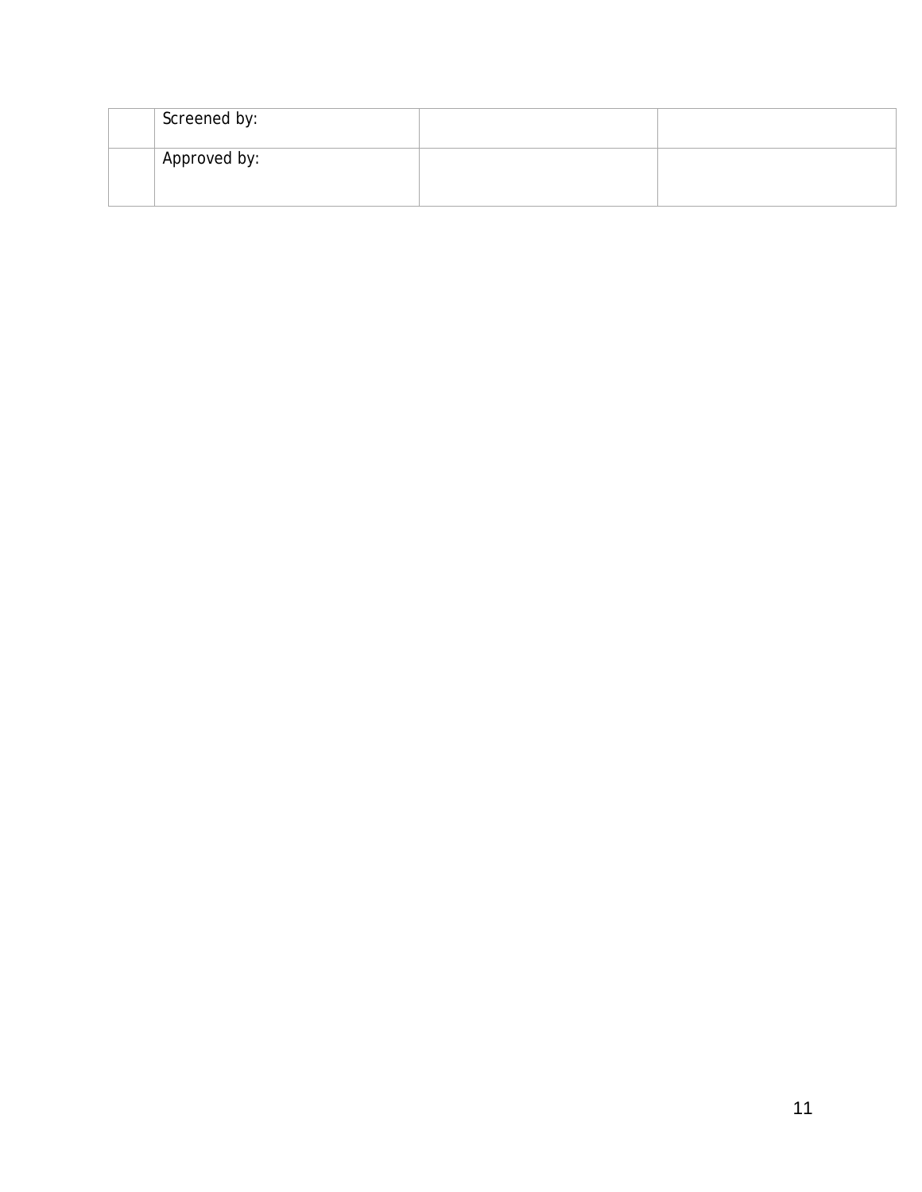| | | | |
|---|---|---|---|
| | Screened by: | | |
| | Approved by: | | |